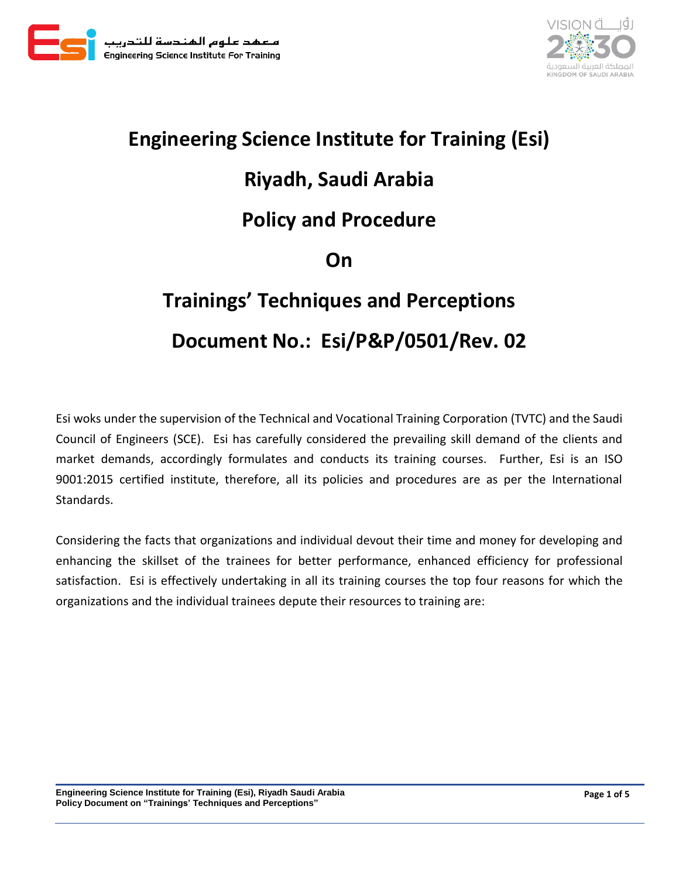# Engineering Science Institute for Training (Esi)

# Riyadh, Saudi Arabia

# Policy and Procedure

# On

# Trainings' Techniques and Perceptions

# Document No.: Esi/P&P/0501/Rev. 02

Esi woks under the supervision of the Technical and Vocational Training Corporation (TVTC) and the Saudi Council of Engineers (SCE). Esi has carefully considered the prevailing skill demand of the clients and market demands, accordingly formulates and conducts its training courses. Further, Esi is an ISO 9001:2015 certified institute, therefore, all its policies and procedures are as per the International Standards.

Considering the facts that organizations and individual devout their time and money for developing and enhancing the skillset of the trainees for better performance, enhanced efficiency for professional satisfaction. Esi is effectively undertaking in all its training courses the top four reasons for which the organizations and the individual trainees depute their resources to training are: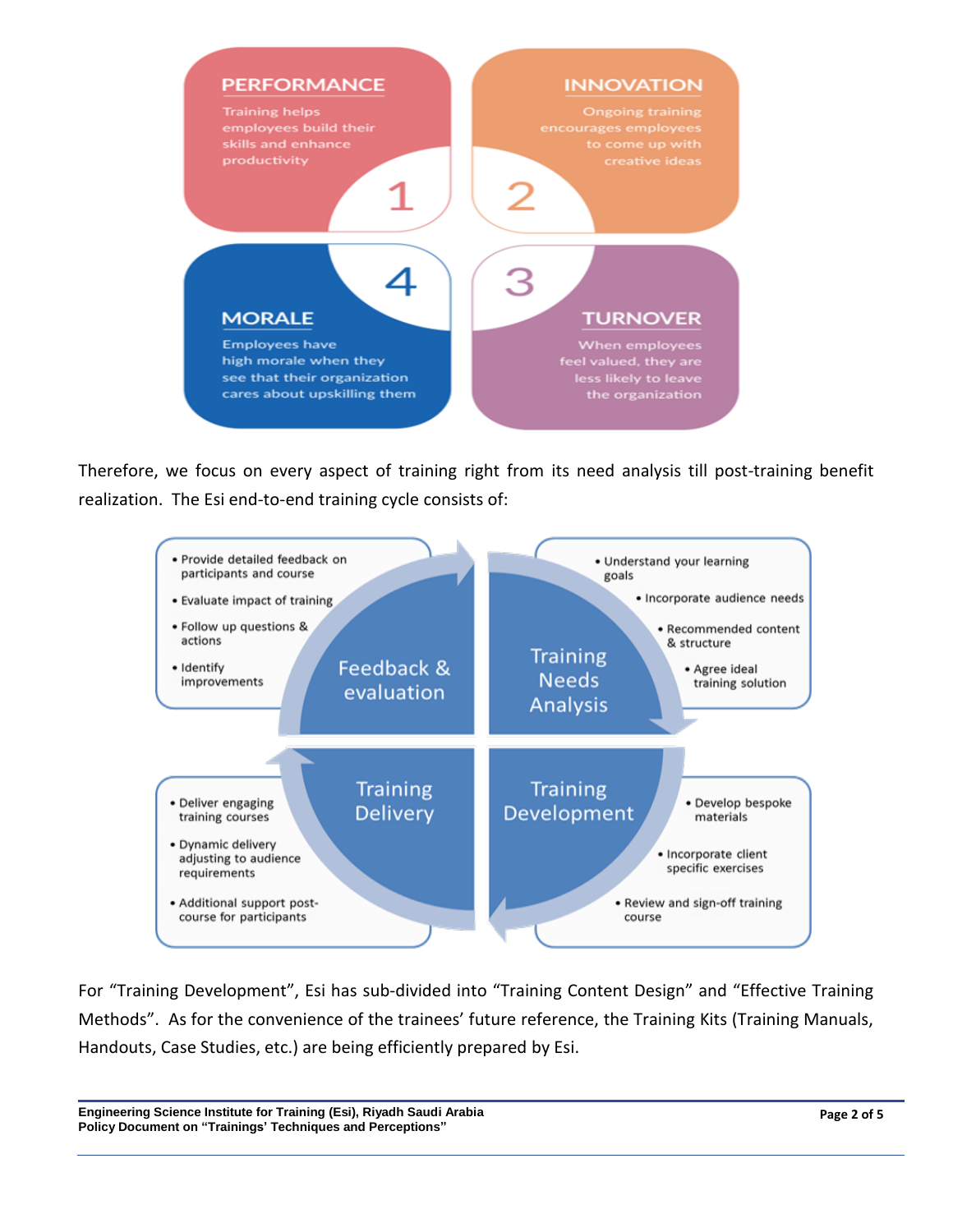## 1 PERFORMANCE

Training helps employees build their skills and enhance productivity

## 2 INNOVATION

Ongoing training encourages employees to come up with creative ideas

## 3 TURNOVER

When employees feel valued, they are less likely to leave the organization

## 4 MORALE

Employees have high morale when they see that their organization cares about upskilling them

Therefore, we focus on every aspect of training right from its need analysis till post-training benefit realization. The Esi end-to-end training cycle consists of:

**Training Needs Analysis**

- Understand your learning goals
- Incorporate audience needs
- Recommended content & structure
- Agree ideal training solution

**Training Development**

- Develop bespoke materials
- Incorporate client specific exercises
- Review and sign-off training course

**Training Delivery**

- Deliver engaging training courses
- Dynamic delivery adjusting to audience requirements
- Additional support post-course for participants

**Feedback & evaluation**

- Provide detailed feedback on participants and course
- Evaluate impact of training
- Follow up questions & actions
- Identify improvements

For "Training Development", Esi has sub-divided into "Training Content Design" and "Effective Training Methods". As for the convenience of the trainees' future reference, the Training Kits (Training Manuals, Handouts, Case Studies, etc.) are being efficiently prepared by Esi.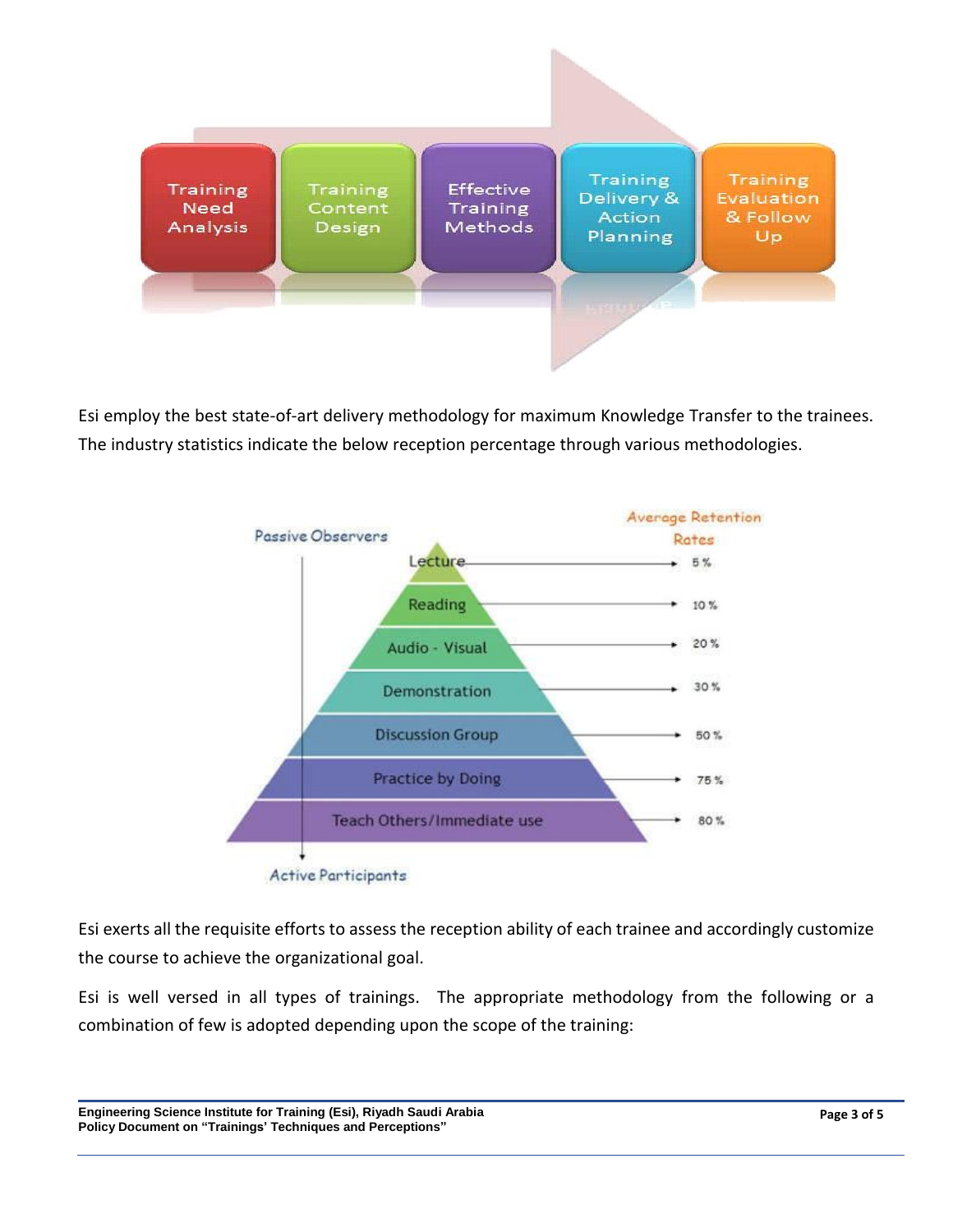Training Need Analysis → Training Content Design → Effective Training Methods → Training Delivery & Action Planning → Training Evaluation & Follow Up

Esi employ the best state-of-art delivery methodology for maximum Knowledge Transfer to the trainees. The industry statistics indicate the below reception percentage through various methodologies.

| Method | Average Retention Rates |
|---|---|
| Lecture | 5 % |
| Reading | 10 % |
| Audio - Visual | 20 % |
| Demonstration | 30 % |
| Discussion Group | 50 % |
| Practice by Doing | 75 % |
| Teach Others/Immediate use | 80 % |

Passive Observers → Active Participants

Esi exerts all the requisite efforts to assess the reception ability of each trainee and accordingly customize the course to achieve the organizational goal.

Esi is well versed in all types of trainings. The appropriate methodology from the following or a combination of few is adopted depending upon the scope of the training: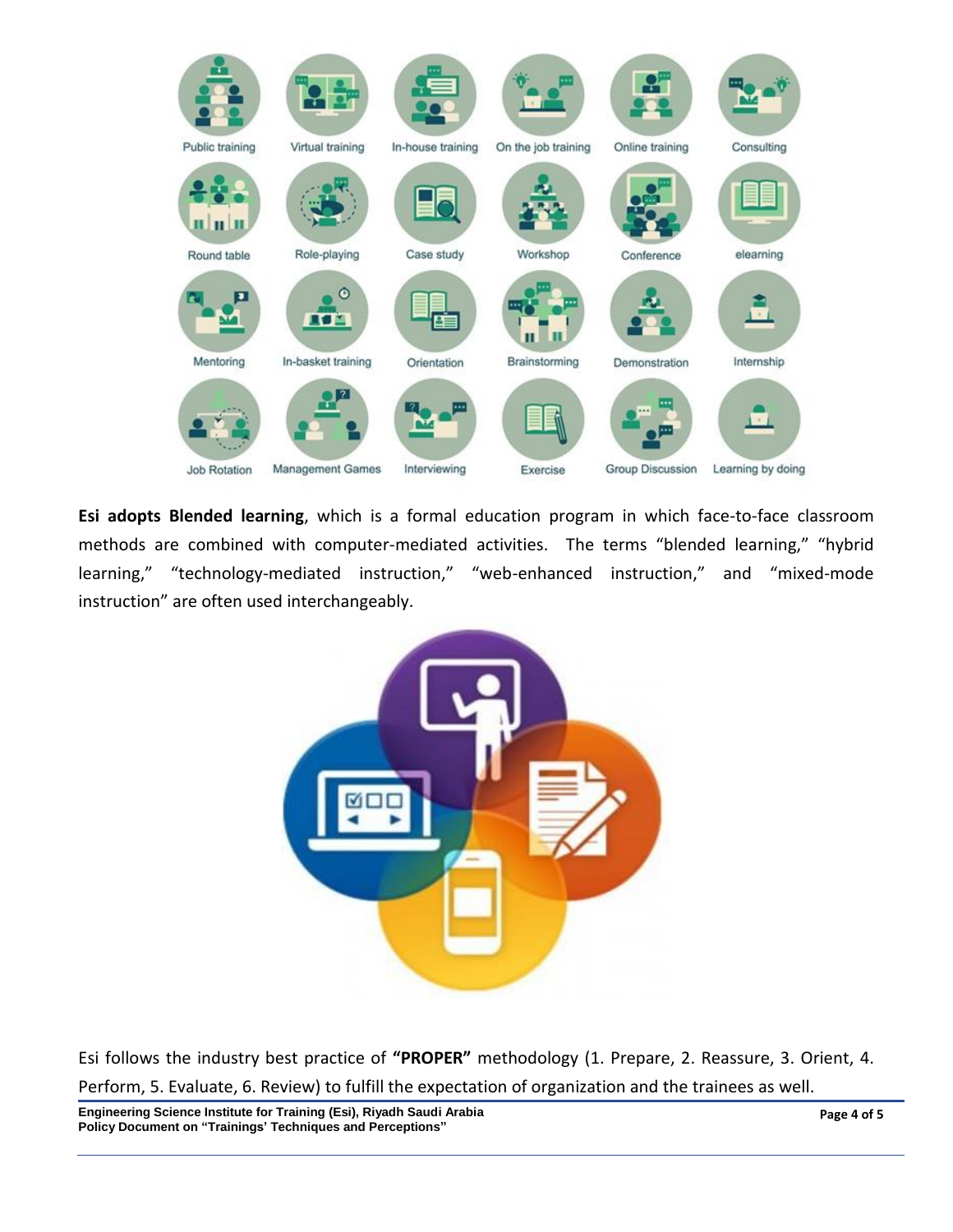**Esi adopts Blended learning**, which is a formal education program in which face-to-face classroom methods are combined with computer-mediated activities. The terms "blended learning," "hybrid learning," "technology-mediated instruction," "web-enhanced instruction," and "mixed-mode instruction" are often used interchangeably.

Esi follows the industry best practice of **"PROPER"** methodology (1. Prepare, 2. Reassure, 3. Orient, 4. Perform, 5. Evaluate, 6. Review) to fulfill the expectation of organization and the trainees as well.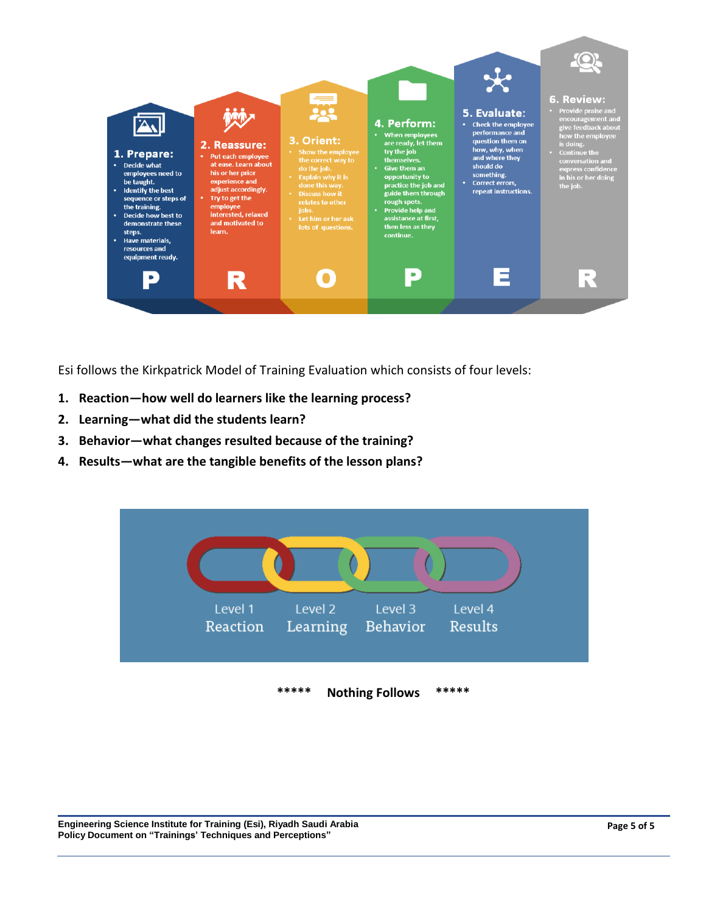**1. Prepare:**

- Decide what employees need to be taught.
- Identify the best sequence or steps of the training.
- Decide how best to demonstrate these steps.
- Have materials, resources and equipment ready.

P

**2. Reassure:**

- Put each employee at ease. Learn about his or her prior experience and adjust accordingly.
- Try to get the employee interested, relaxed and motivated to learn.

R

**3. Orient:**

- Show the employee the correct way to do the job.
- Explain why it is done this way.
- Discuss how it relates to other jobs.
- Let him or her ask lots of questions.

O

**4. Perform:**

- When employees are ready, let them try the job themselves.
- Give them an opportunity to practice the job and guide them through rough spots.
- Provide help and assistance at first, then less as they continue.

P

**5. Evaluate:**

- Check the employee performance and question them on how, why, when and where they should do something.
- Correct errors, repeat instructions.

E

**6. Review:**

- Provide praise and encouragement and give feedback about how the employee is doing.
- Continue the conversation and express confidence in his or her doing the job.

R

Esi follows the Kirkpatrick Model of Training Evaluation which consists of four levels:

1. **Reaction—how well do learners like the learning process?**
2. **Learning—what did the students learn?**
3. **Behavior—what changes resulted because of the training?**
4. **Results—what are the tangible benefits of the lesson plans?**

Level 1
Reaction

Level 2
Learning

Level 3
Behavior

Level 4
Results

**\*\*\*\*\* Nothing Follows \*\*\*\*\***